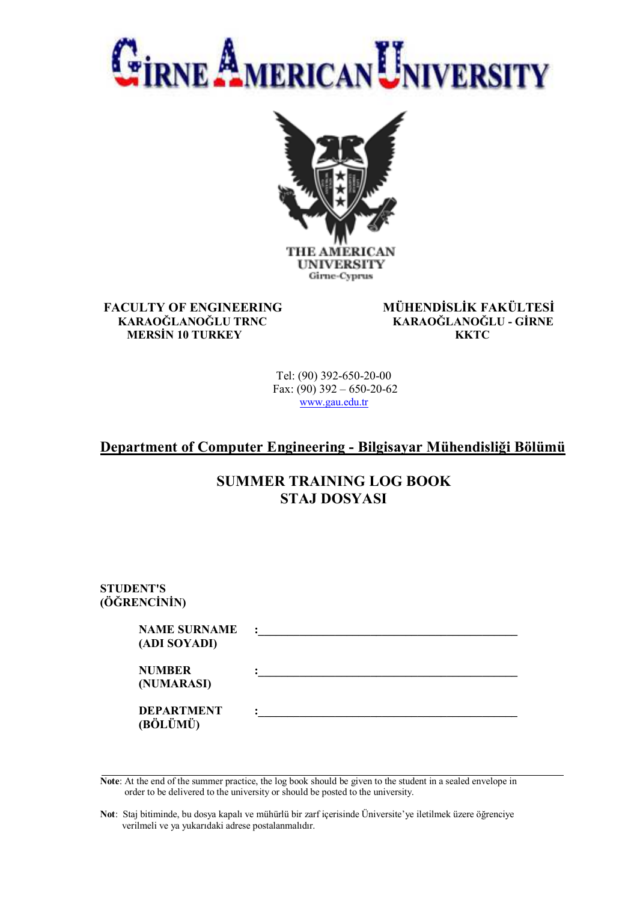# GİRNE AMERICAN UNIVERSITY

THE AMERICAN UNIVERSITY
Girne-Cyprus

**FACULTY OF ENGINEERING**
**KARAOĞLANOĞLU TRNC**
**MERSİN 10 TURKEY**

**MÜHENDİSLİK FAKÜLTESİ**
**KARAOĞLANOĞLU - GİRNE**
**KKTC**

Tel: (90) 392-650-20-00
Fax: (90) 392 – 650-20-62
www.gau.edu.tr

## Department of Computer Engineering - Bilgisayar Mühendisliği Bölümü

## SUMMER TRAINING LOG BOOK
## STAJ DOSYASI

**STUDENT'S**
**(ÖĞRENCİNİN)**

**NAME SURNAME (ADI SOYADI)** :_____________________________________________

**NUMBER (NUMARASI)** :_____________________________________________

**DEPARTMENT (BÖLÜMÜ)** :_____________________________________________

---

**Note**: At the end of the summer practice, the log book should be given to the student in a sealed envelope in order to be delivered to the university or should be posted to the university.

**Not**: Staj bitiminde, bu dosya kapalı ve mühürlü bir zarf içerisinde Üniversite'ye iletilmek üzere öğrenciye verilmeli ve ya yukarıdaki adrese postalanmalıdır.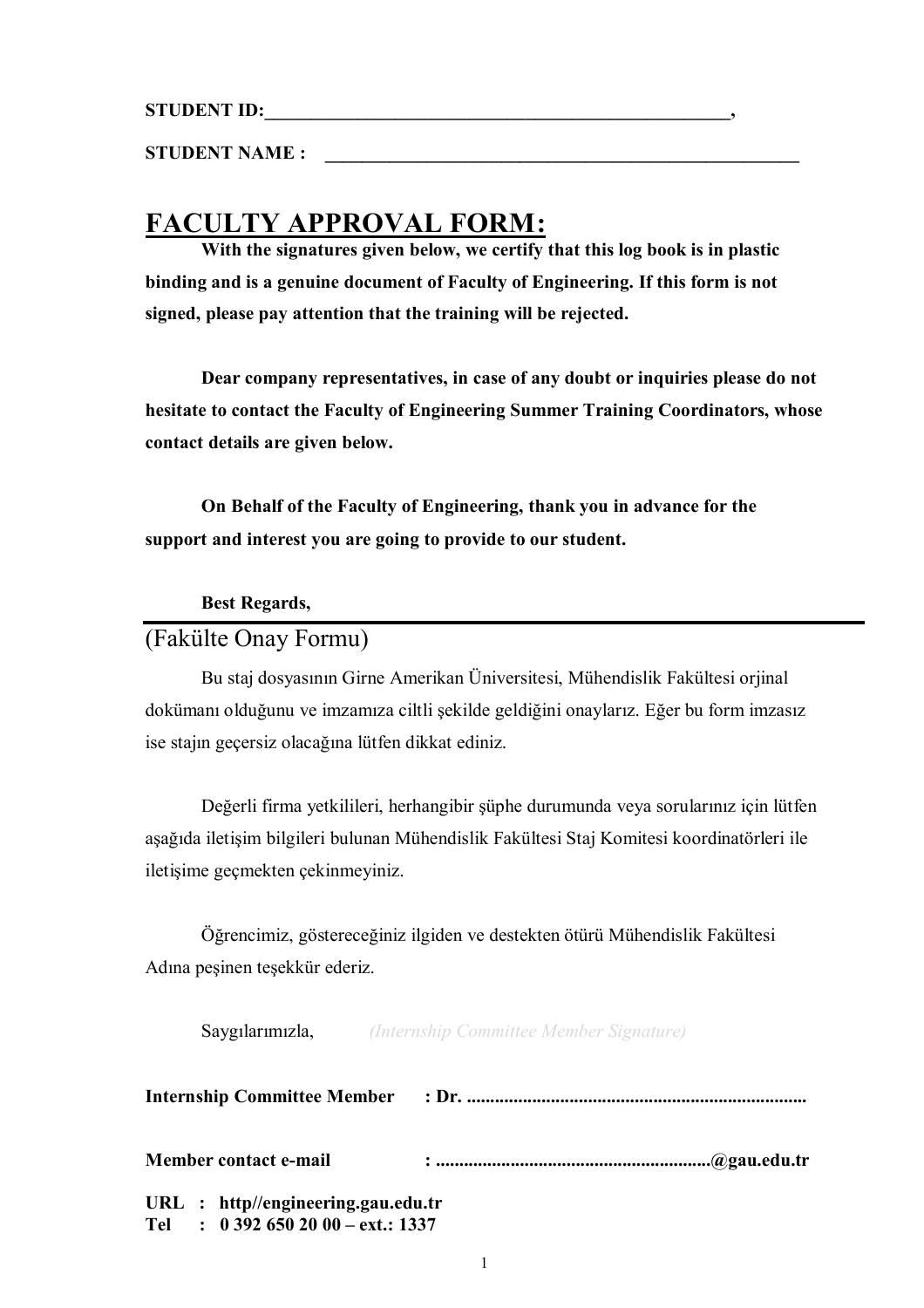**STUDENT ID:\_\_\_\_\_\_\_\_\_\_\_\_\_\_\_\_\_\_\_\_\_\_\_\_\_\_\_\_\_\_\_\_\_\_\_\_\_\_\_\_\_\_\_\_\_\_\_\_\_\_\_,**

**STUDENT NAME : \_\_\_\_\_\_\_\_\_\_\_\_\_\_\_\_\_\_\_\_\_\_\_\_\_\_\_\_\_\_\_\_\_\_\_\_\_\_\_\_\_\_\_\_\_\_\_\_\_\_\_**

# FACULTY APPROVAL FORM:

**With the signatures given below, we certify that this log book is in plastic binding and is a genuine document of Faculty of Engineering. If this form is not signed, please pay attention that the training will be rejected.**

**Dear company representatives, in case of any doubt or inquiries please do not hesitate to contact the Faculty of Engineering Summer Training Coordinators, whose contact details are given below.**

**On Behalf of the Faculty of Engineering, thank you in advance for the support and interest you are going to provide to our student.**

**Best Regards,**

## (Fakülte Onay Formu)

Bu staj dosyasının Girne Amerikan Üniversitesi, Mühendislik Fakültesi orjinal dokümanı olduğunu ve imzamıza ciltli şekilde geldiğini onaylarız. Eğer bu form imzasız ise stajın geçersiz olacağına lütfen dikkat ediniz.

Değerli firma yetkilileri, herhangibir şüphe durumunda veya sorularınız için lütfen aşağıda iletişim bilgileri bulunan Mühendislik Fakültesi Staj Komitesi koordinatörleri ile iletişime geçmekten çekinmeyiniz.

Öğrencimiz, göstereceğiniz ilgiden ve destekten ötürü Mühendislik Fakültesi Adına peşinen teşekkür ederiz.

Saygılarımızla, *(Internship Committee Member Signature)*

**Internship Committee Member : Dr. .........................................................................**

**Member contact e-mail : ..........................................................@gau.edu.tr**

**URL : http//engineering.gau.edu.tr**
**Tel : 0 392 650 20 00 – ext.: 1337**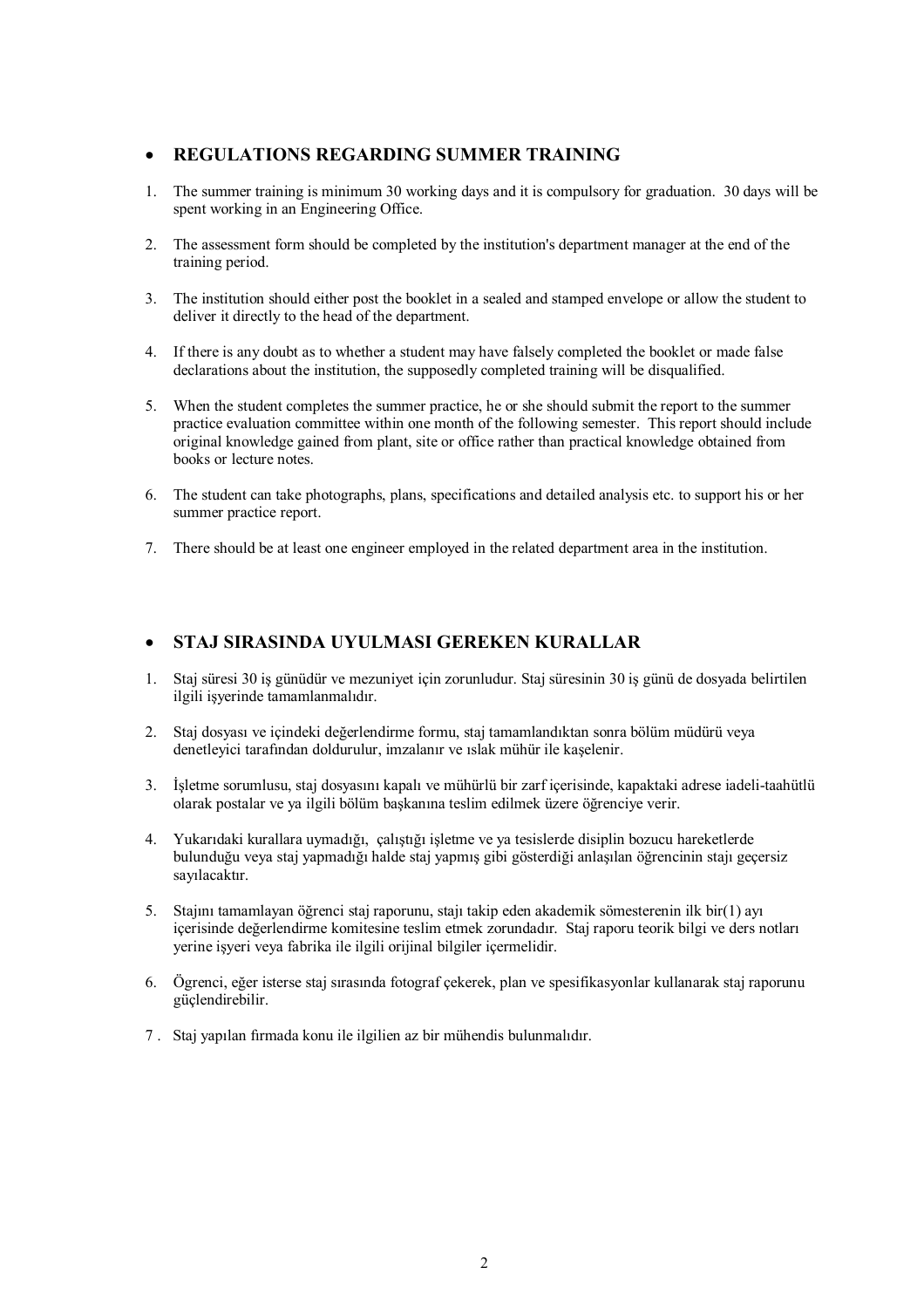- **REGULATIONS REGARDING SUMMER TRAINING**

1. The summer training is minimum 30 working days and it is compulsory for graduation. 30 days will be spent working in an Engineering Office.

2. The assessment form should be completed by the institution's department manager at the end of the training period.

3. The institution should either post the booklet in a sealed and stamped envelope or allow the student to deliver it directly to the head of the department.

4. If there is any doubt as to whether a student may have falsely completed the booklet or made false declarations about the institution, the supposedly completed training will be disqualified.

5. When the student completes the summer practice, he or she should submit the report to the summer practice evaluation committee within one month of the following semester. This report should include original knowledge gained from plant, site or office rather than practical knowledge obtained from books or lecture notes.

6. The student can take photographs, plans, specifications and detailed analysis etc. to support his or her summer practice report.

7. There should be at least one engineer employed in the related department area in the institution.

- **STAJ SIRASINDA UYULMASI GEREKEN KURALLAR**

1. Staj süresi 30 iş günüdür ve mezuniyet için zorunludur. Staj süresinin 30 iş günü de dosyada belirtilen ilgili işyerinde tamamlanmalıdır.

2. Staj dosyası ve içindeki değerlendirme formu, staj tamamlandıktan sonra bölüm müdürü veya denetleyici tarafından doldurulur, imzalanır ve ıslak mühür ile kaşelenir.

3. İşletme sorumlusu, staj dosyasını kapalı ve mühürlü bir zarf içerisinde, kapaktaki adrese iadeli-taahütlü olarak postalar ve ya ilgili bölüm başkanına teslim edilmek üzere öğrenciye verir.

4. Yukarıdaki kurallara uymadığı, çalıştığı işletme ve ya tesislerde disiplin bozucu hareketlerde bulunduğu veya staj yapmadığı halde staj yapmış gibi gösterdiği anlaşılan öğrencinin stajı geçersiz sayılacaktır.

5. Stajını tamamlayan öğrenci staj raporunu, stajı takip eden akademik sömesterenin ilk bir(1) ayı içerisinde değerlendirme komitesine teslim etmek zorundadır. Staj raporu teorik bilgi ve ders notları yerine işyeri veya fabrika ile ilgili orijinal bilgiler içermelidir.

6. Ögrenci, eğer isterse staj sırasında fotograf çekerek, plan ve spesifikasyonlar kullanarak staj raporunu güçlendirebilir.

7. Staj yapılan fırmada konu ile ilgilien az bir mühendis bulunmalıdır.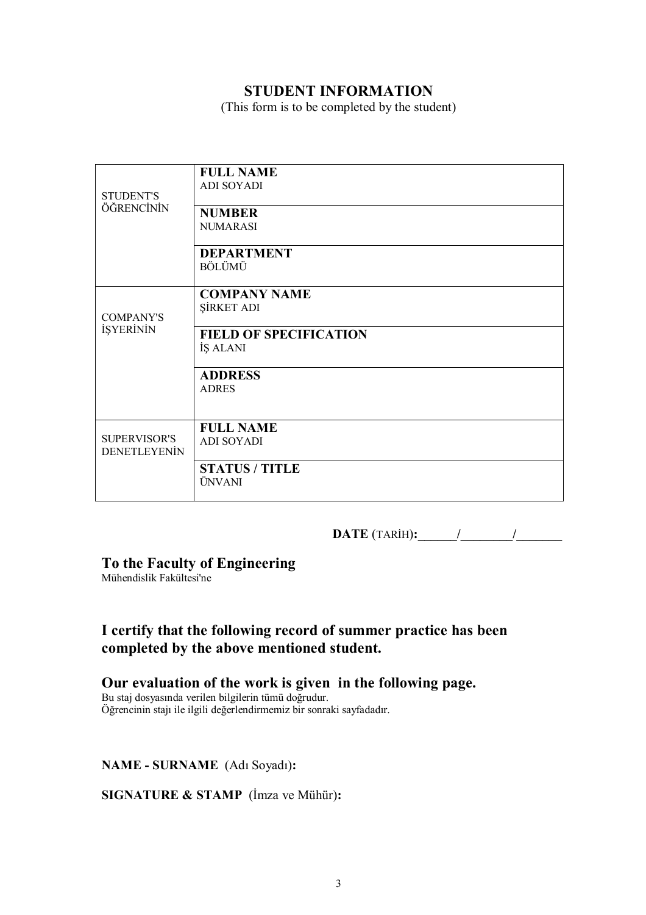## STUDENT INFORMATION

(This form is to be completed by the student)

| | |
|---|---|
| STUDENT'S<br>ÖĞRENCİNİN | **FULL NAME**<br>ADI SOYADI |
| | **NUMBER**<br>NUMARASI |
| | **DEPARTMENT**<br>BÖLÜMÜ |
| COMPANY'S<br>İŞYERİNİN | **COMPANY NAME**<br>ŞİRKET ADI |
| | **FIELD OF SPECIFICATION**<br>İŞ ALANI |
| | **ADDRESS**<br>ADRES |
| SUPERVISOR'S<br>DENETLEYENİN | **FULL NAME**<br>ADI SOYADI |
| | **STATUS / TITLE**<br>ÜNVANI |

**DATE** (TARİH)**:\_\_\_\_\_\_/\_\_\_\_\_\_\_\_/\_\_\_\_\_\_\_**

### To the Faculty of Engineering

Mühendislik Fakültesi'ne

### I certify that the following record of summer practice has been completed by the above mentioned student.

### Our evaluation of the work is given in the following page.

Bu staj dosyasında verilen bilgilerin tümü doğrudur.
Öğrencinin stajı ile ilgili değerlendirmemiz bir sonraki sayfadadır.

**NAME - SURNAME** (Adı Soyadı)**:**

**SIGNATURE & STAMP** (İmza ve Mühür)**:**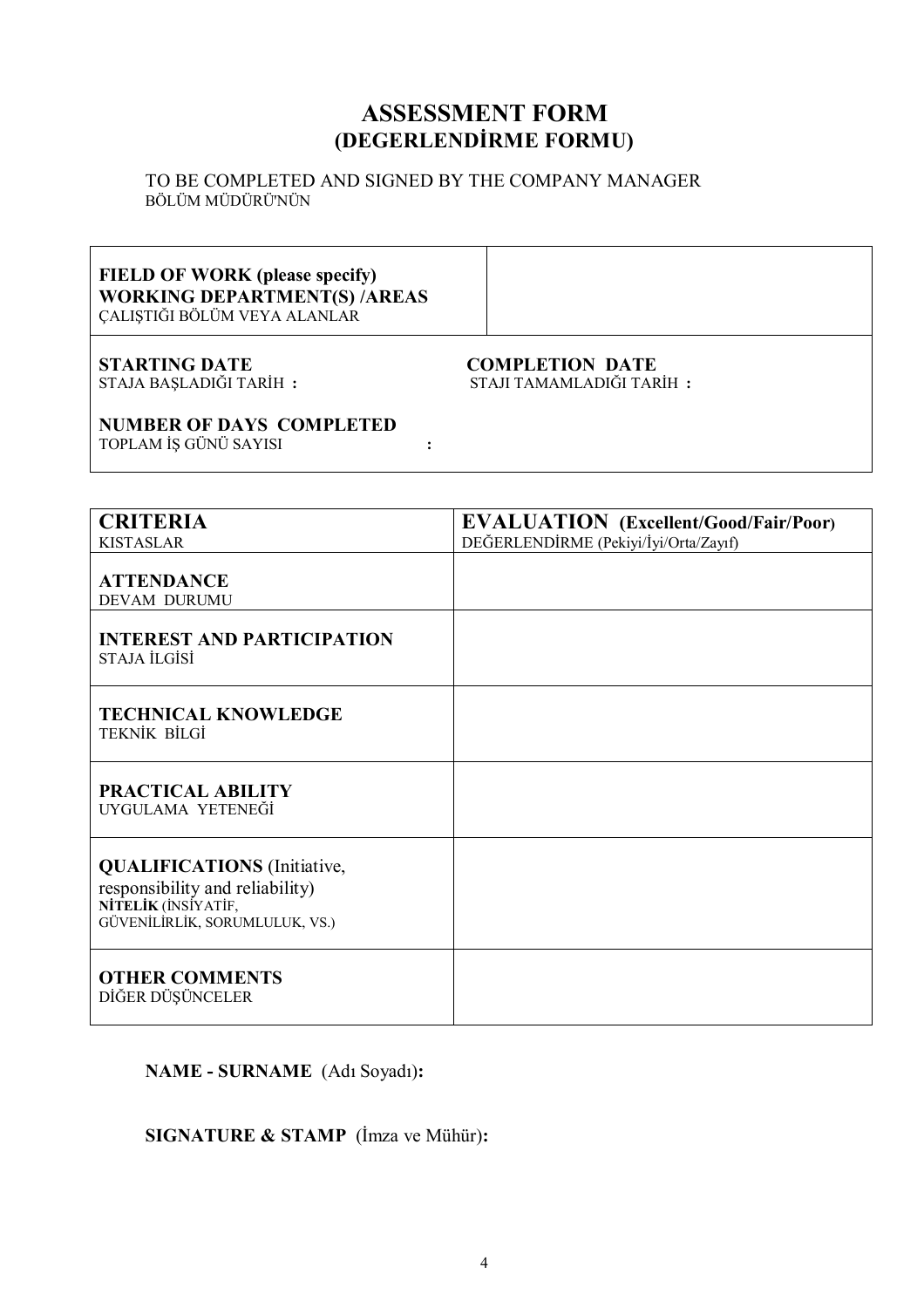# ASSESSMENT FORM
## (DEGERLENDİRME FORMU)

TO BE COMPLETED AND SIGNED BY THE COMPANY MANAGER
BÖLÜM MÜDÜRÜ'NÜN

| | |
|---|---|
| **FIELD OF WORK (please specify)**<br>**WORKING DEPARTMENT(S) /AREAS**<br>ÇALIŞTIĞI BÖLÜM VEYA ALANLAR | |
| **STARTING DATE**<br>STAJA BAŞLADIĞI TARİH **:** | **COMPLETION DATE**<br>STAJI TAMAMLADIĞI TARİH **:** |
| **NUMBER OF DAYS COMPLETED**<br>TOPLAM İŞ GÜNÜ SAYISI **:** | |

| **CRITERIA**<br>KISTASLAR | **EVALUATION (Excellent/Good/Fair/Poor)**<br>DEĞERLENDİRME (Pekiyi/İyi/Orta/Zayıf) |
|---|---|
| **ATTENDANCE**<br>DEVAM DURUMU | |
| **INTEREST AND PARTICIPATION**<br>STAJA İLGİSİ | |
| **TECHNICAL KNOWLEDGE**<br>TEKNİK BİLGİ | |
| **PRACTICAL ABILITY**<br>UYGULAMA YETENEĞİ | |
| **QUALIFICATIONS** (Initiative, responsibility and reliability)<br>**NİTELİK** (İNSİYATİF, GÜVENİLİRLİK, SORUMLULUK, VS.) | |
| **OTHER COMMENTS**<br>DİĞER DÜŞÜNCELER | |

**NAME - SURNAME** (Adı Soyadı)**:**

**SIGNATURE & STAMP** (İmza ve Mühür)**:**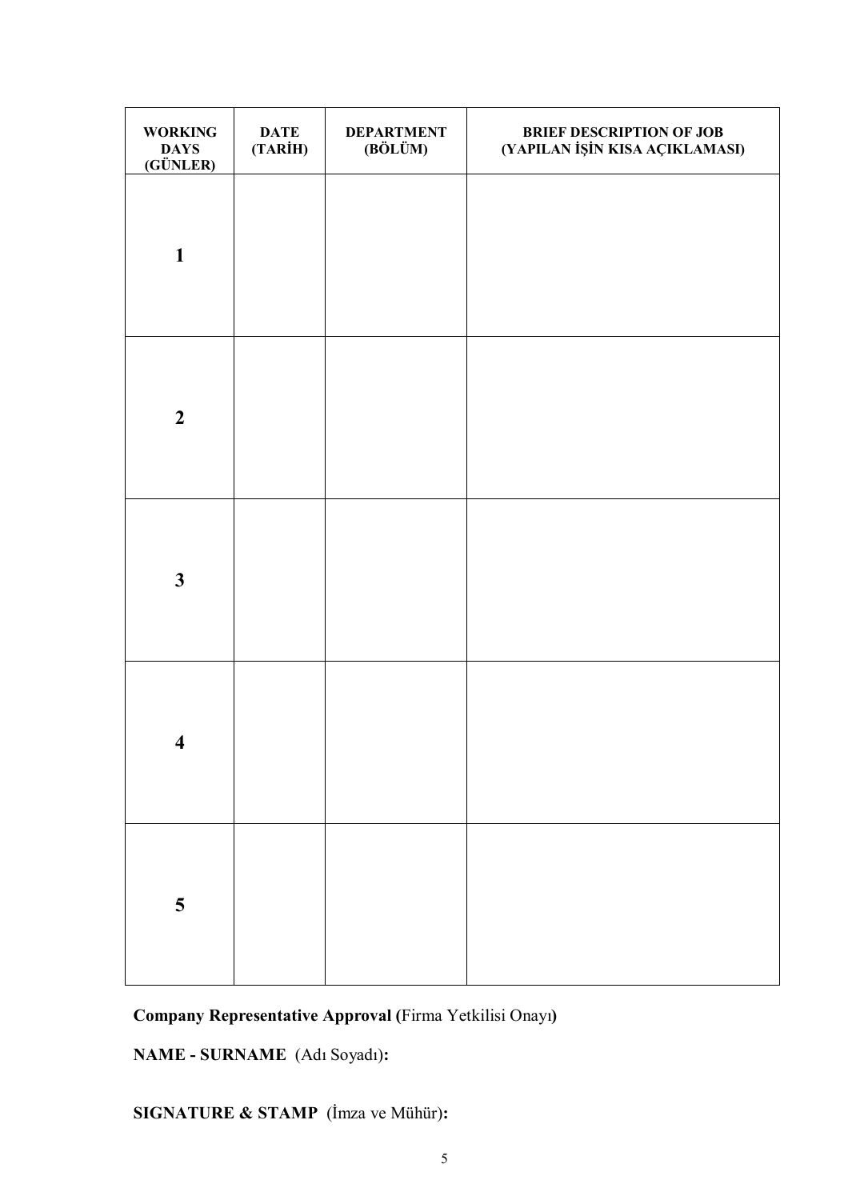| WORKING DAYS (GÜNLER) | DATE (TARİH) | DEPARTMENT (BÖLÜM) | BRIEF DESCRIPTION OF JOB (YAPILAN İŞİN KISA AÇIKLAMASI) |
|---|---|---|---|
| **1** | | | |
| **2** | | | |
| **3** | | | |
| **4** | | | |
| **5** | | | |

**Company Representative Approval (**Firma Yetkilisi Onayı**)**

**NAME - SURNAME** (Adı Soyadı)**:**

**SIGNATURE & STAMP** (İmza ve Mühür)**:**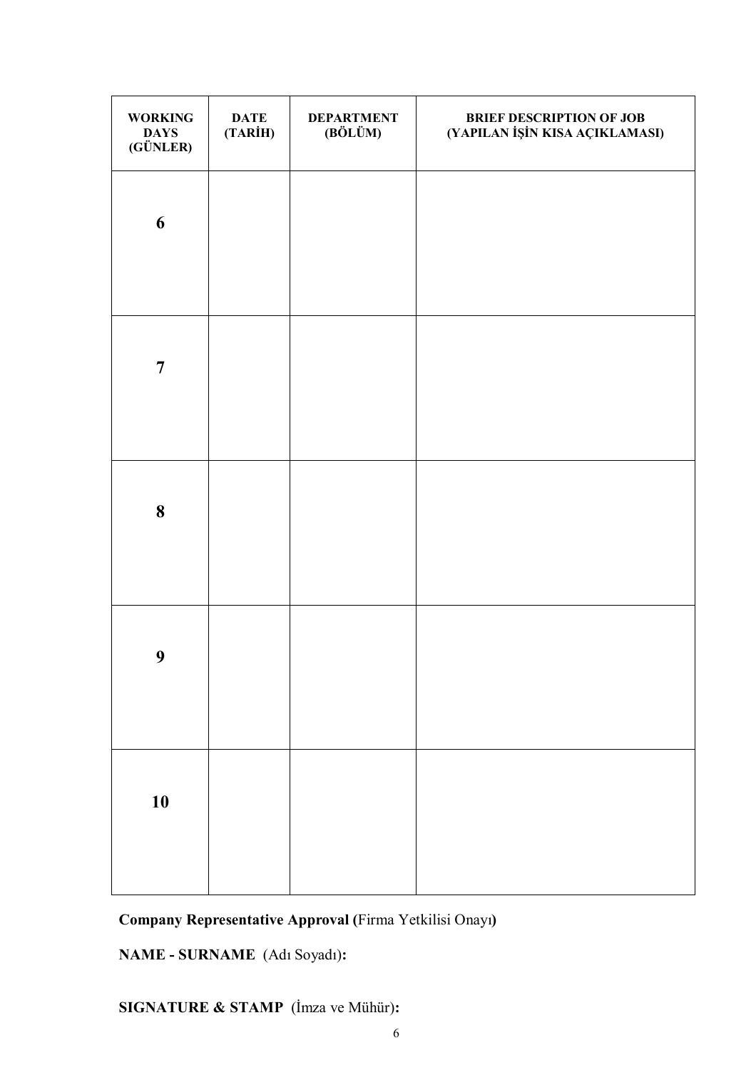| WORKING DAYS (GÜNLER) | DATE (TARİH) | DEPARTMENT (BÖLÜM) | BRIEF DESCRIPTION OF JOB (YAPILAN İŞİN KISA AÇIKLAMASI) |
|---|---|---|---|
| **6** | | | |
| **7** | | | |
| **8** | | | |
| **9** | | | |
| **10** | | | |

**Company Representative Approval (**Firma Yetkilisi Onayı**)**

**NAME - SURNAME** (Adı Soyadı)**:**

**SIGNATURE & STAMP** (İmza ve Mühür)**:**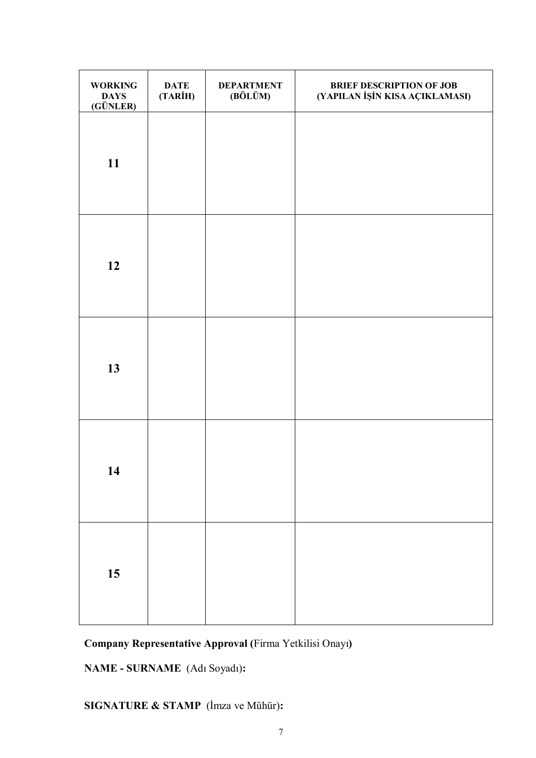| WORKING DAYS (GÜNLER) | DATE (TARİH) | DEPARTMENT (BÖLÜM) | BRIEF DESCRIPTION OF JOB (YAPILAN İŞİN KISA AÇIKLAMASI) |
|---|---|---|---|
| **11** | | | |
| **12** | | | |
| **13** | | | |
| **14** | | | |
| **15** | | | |

**Company Representative Approval (**Firma Yetkilisi Onayı**)**

**NAME - SURNAME** (Adı Soyadı)**:**

**SIGNATURE & STAMP** (İmza ve Mühür)**:**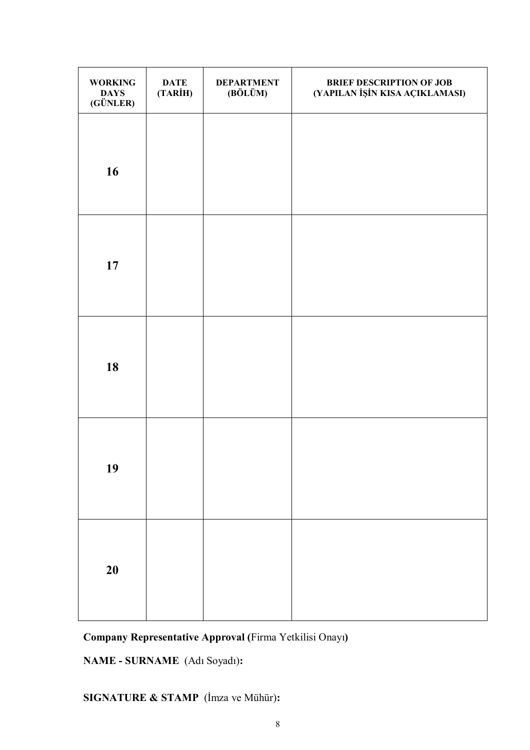| WORKING DAYS (GÜNLER) | DATE (TARİH) | DEPARTMENT (BÖLÜM) | BRIEF DESCRIPTION OF JOB (YAPILAN İŞİN KISA AÇIKLAMASI) |
|---|---|---|---|
| **16** | | | |
| **17** | | | |
| **18** | | | |
| **19** | | | |
| **20** | | | |

**Company Representative Approval (**Firma Yetkilisi Onayı**)**

**NAME - SURNAME** (Adı Soyadı)**:**

**SIGNATURE & STAMP** (İmza ve Mühür)**:**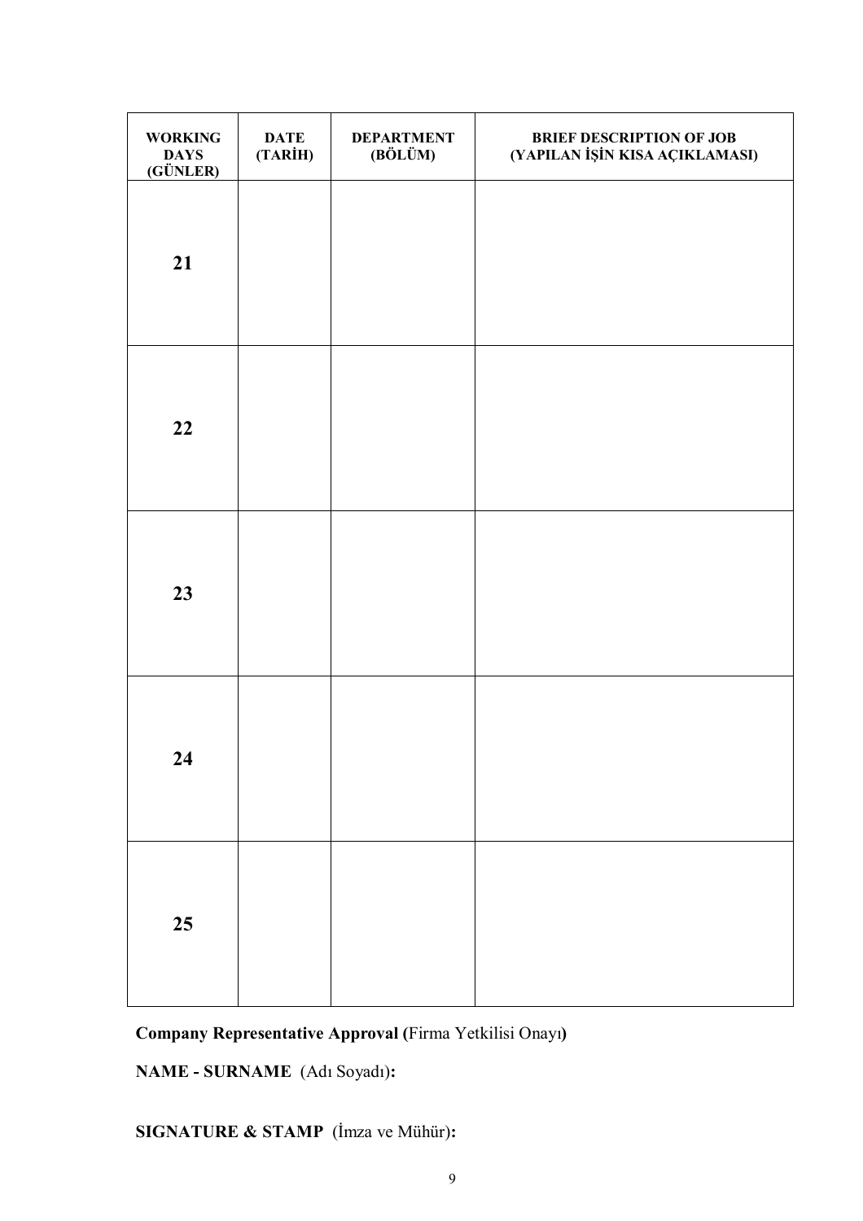| **WORKING DAYS (GÜNLER)** | **DATE (TARİH)** | **DEPARTMENT (BÖLÜM)** | **BRIEF DESCRIPTION OF JOB (YAPILAN İŞİN KISA AÇIKLAMASI)** |
|---|---|---|---|
| **21** | | | |
| **22** | | | |
| **23** | | | |
| **24** | | | |
| **25** | | | |

**Company Representative Approval (**Firma Yetkilisi Onayı**)**

**NAME - SURNAME** (Adı Soyadı)**:**

**SIGNATURE & STAMP** (İmza ve Mühür)**:**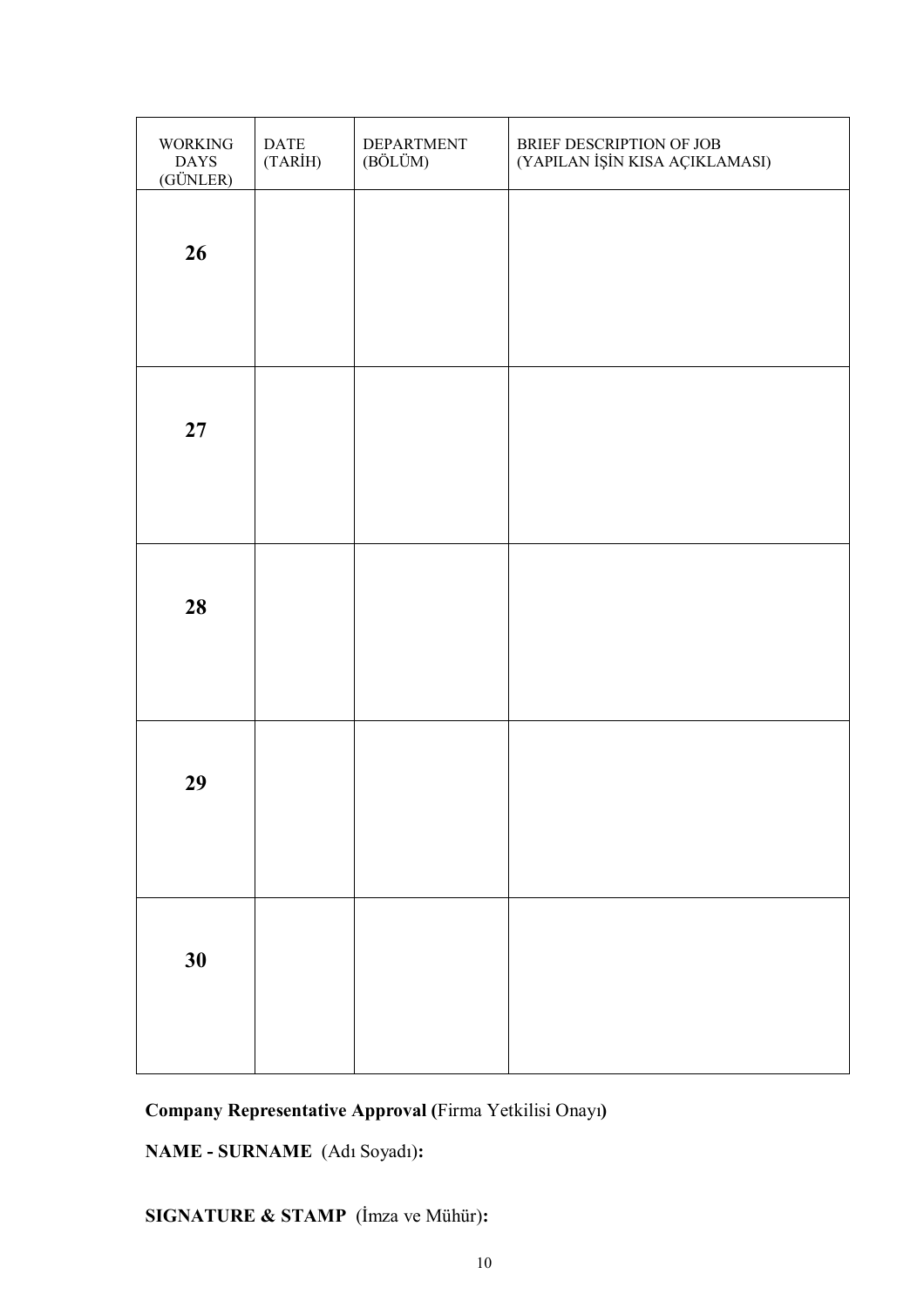| WORKING DAYS (GÜNLER) | DATE (TARİH) | DEPARTMENT (BÖLÜM) | BRIEF DESCRIPTION OF JOB (YAPILAN İŞİN KISA AÇIKLAMASI) |
|---|---|---|---|
| **26** | | | |
| **27** | | | |
| **28** | | | |
| **29** | | | |
| **30** | | | |

**Company Representative Approval (**Firma Yetkilisi Onayı**)**

**NAME - SURNAME** (Adı Soyadı)**:**

**SIGNATURE & STAMP** (İmza ve Mühür)**:**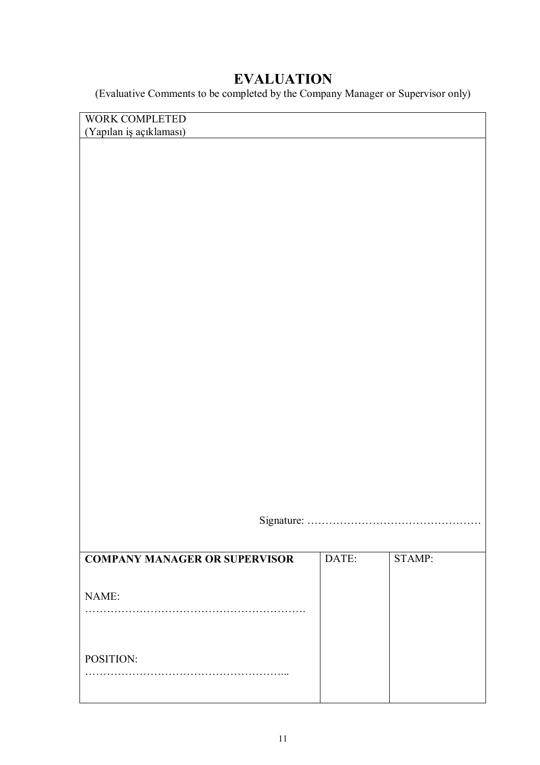# EVALUATION

(Evaluative Comments to be completed by the Company Manager or Supervisor only)

| WORK COMPLETED<br>(Yapılan iş açıklaması) |
|---|
| <br><br><br><br><br><br><br><br><br><br>Signature: …………………………………………… |

| **COMPANY MANAGER OR SUPERVISOR** | DATE: | STAMP: |
|---|---|---|
| NAME:<br>……………………………………………………. | | |
| POSITION:<br>………………………………………………... | | |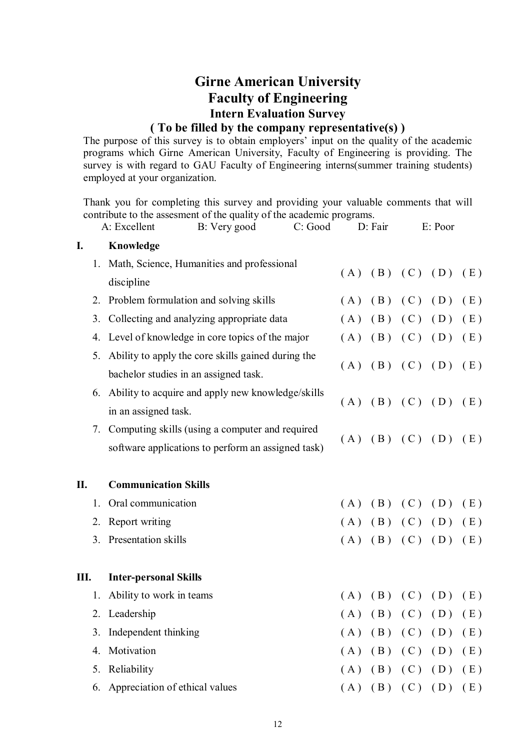# Girne American University
# Faculty of Engineering
## Intern Evaluation Survey
## ( To be filled by the company representative(s) )

The purpose of this survey is to obtain employers' input on the quality of the academic programs which Girne American University, Faculty of Engineering is providing. The survey is with regard to GAU Faculty of Engineering interns(summer training students) employed at your organization.

Thank you for completing this survey and providing your valuable comments that will contribute to the assesment of the quality of the academic programs.

A: Excellent B: Very good C: Good D: Fair E: Poor

| | | | | | | |
|---|---|---|---|---|---|---|
| **I.** | **Knowledge** | | | | | |
| 1. | Math, Science, Humanities and professional discipline | ( A ) | ( B ) | ( C ) | ( D ) | ( E ) |
| 2. | Problem formulation and solving skills | ( A ) | ( B ) | ( C ) | ( D ) | ( E ) |
| 3. | Collecting and analyzing appropriate data | ( A ) | ( B ) | ( C ) | ( D ) | ( E ) |
| 4. | Level of knowledge in core topics of the major | ( A ) | ( B ) | ( C ) | ( D ) | ( E ) |
| 5. | Ability to apply the core skills gained during the bachelor studies in an assigned task. | ( A ) | ( B ) | ( C ) | ( D ) | ( E ) |
| 6. | Ability to acquire and apply new knowledge/skills in an assigned task. | ( A ) | ( B ) | ( C ) | ( D ) | ( E ) |
| 7. | Computing skills (using a computer and required software applications to perform an assigned task) | ( A ) | ( B ) | ( C ) | ( D ) | ( E ) |
| **II.** | **Communication Skills** | | | | | |
| 1. | Oral communication | ( A ) | ( B ) | ( C ) | ( D ) | ( E ) |
| 2. | Report writing | ( A ) | ( B ) | ( C ) | ( D ) | ( E ) |
| 3. | Presentation skills | ( A ) | ( B ) | ( C ) | ( D ) | ( E ) |
| **III.** | **Inter-personal Skills** | | | | | |
| 1. | Ability to work in teams | ( A ) | ( B ) | ( C ) | ( D ) | ( E ) |
| 2. | Leadership | ( A ) | ( B ) | ( C ) | ( D ) | ( E ) |
| 3. | Independent thinking | ( A ) | ( B ) | ( C ) | ( D ) | ( E ) |
| 4. | Motivation | ( A ) | ( B ) | ( C ) | ( D ) | ( E ) |
| 5. | Reliability | ( A ) | ( B ) | ( C ) | ( D ) | ( E ) |
| 6. | Appreciation of ethical values | ( A ) | ( B ) | ( C ) | ( D ) | ( E ) |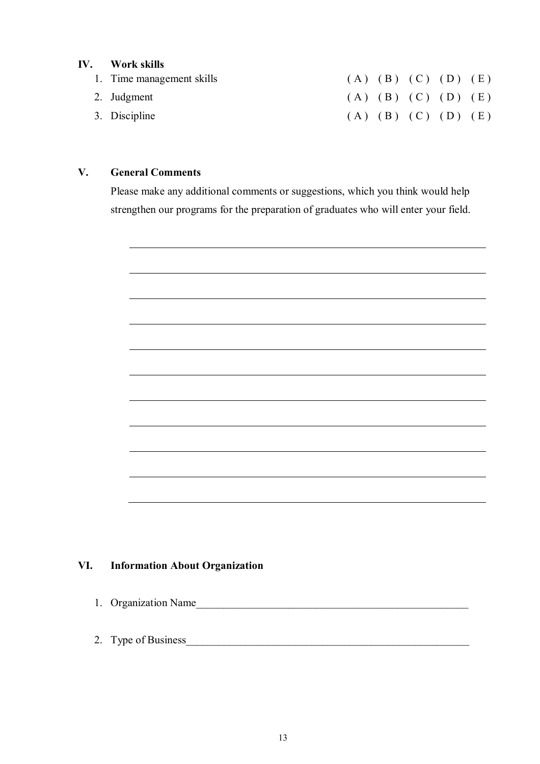## IV. Work skills

1. Time management skills ( A ) ( B ) ( C ) ( D ) ( E )
2. Judgment ( A ) ( B ) ( C ) ( D ) ( E )
3. Discipline ( A ) ( B ) ( C ) ( D ) ( E )

## V. General Comments

Please make any additional comments or suggestions, which you think would help strengthen our programs for the preparation of graduates who will enter your field.

______________________________________________________________________

______________________________________________________________________

______________________________________________________________________

______________________________________________________________________

______________________________________________________________________

______________________________________________________________________

______________________________________________________________________

______________________________________________________________________

______________________________________________________________________

______________________________________________________________________

______________________________________________________________________

## VI. Information About Organization

1. Organization Name______________________________________________________

2. Type of Business_______________________________________________________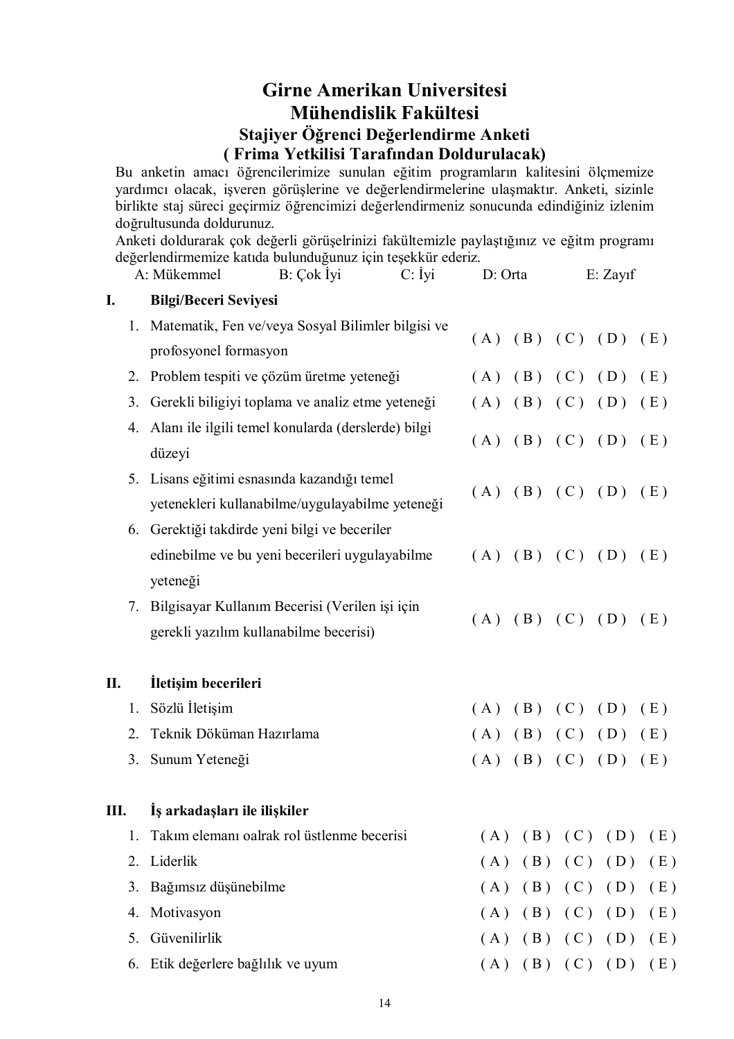# Girne Amerikan Universitesi
# Mühendislik Fakültesi
## Stajiyer Öğrenci Değerlendirme Anketi
### ( Frima Yetkilisi Tarafından Doldurulacak)

Bu anketin amacı öğrencilerimize sunulan eğitim programların kalitesini ölçmemize yardımcı olacak, işveren görüşlerine ve değerlendirmelerine ulaşmaktır. Anketi, sizinle birlikte staj süreci geçirmiz öğrencimizi değerlendirmeniz sonucunda edindiğiniz izlenim doğrultusunda doldurunuz.

Anketi doldurarak çok değerli görüşelrinizi fakültemizle paylaştığınız ve eğitm programı değerlendirmemize katıda bulunduğunuz için teşekkür ederiz.

A: Mükemmel B: Çok İyi C: İyi D: Orta E: Zayıf

**I. Bilgi/Beceri Seviyesi**

| | | | | | |
|---|---|---|---|---|---|
| 1. Matematik, Fen ve/veya Sosyal Bilimler bilgisi ve profosyonel formasyon | ( A ) | ( B ) | ( C ) | ( D ) | ( E ) |
| 2. Problem tespiti ve çözüm üretme yeteneği | ( A ) | ( B ) | ( C ) | ( D ) | ( E ) |
| 3. Gerekli biligiyi toplama ve analiz etme yeteneği | ( A ) | ( B ) | ( C ) | ( D ) | ( E ) |
| 4. Alanı ile ilgili temel konularda (derslerde) bilgi düzeyi | ( A ) | ( B ) | ( C ) | ( D ) | ( E ) |
| 5. Lisans eğitimi esnasında kazandığı temel yetenekleri kullanabilme/uygulayabilme yeteneği | ( A ) | ( B ) | ( C ) | ( D ) | ( E ) |
| 6. Gerektiği takdirde yeni bilgi ve beceriler edinebilme ve bu yeni becerileri uygulayabilme yeteneği | ( A ) | ( B ) | ( C ) | ( D ) | ( E ) |
| 7. Bilgisayar Kullanım Becerisi (Verilen işi için gerekli yazılım kullanabilme becerisi) | ( A ) | ( B ) | ( C ) | ( D ) | ( E ) |

**II. İletişim becerileri**

| | | | | | |
|---|---|---|---|---|---|
| 1. Sözlü İletişim | ( A ) | ( B ) | ( C ) | ( D ) | ( E ) |
| 2. Teknik Döküman Hazırlama | ( A ) | ( B ) | ( C ) | ( D ) | ( E ) |
| 3. Sunum Yeteneği | ( A ) | ( B ) | ( C ) | ( D ) | ( E ) |

**III. İş arkadaşları ile ilişkiler**

| | | | | | |
|---|---|---|---|---|---|
| 1. Takım elemanı oalrak rol üstlenme becerisi | ( A ) | ( B ) | ( C ) | ( D ) | ( E ) |
| 2. Liderlik | ( A ) | ( B ) | ( C ) | ( D ) | ( E ) |
| 3. Bağımsız düşünebilme | ( A ) | ( B ) | ( C ) | ( D ) | ( E ) |
| 4. Motivasyon | ( A ) | ( B ) | ( C ) | ( D ) | ( E ) |
| 5. Güvenilirlik | ( A ) | ( B ) | ( C ) | ( D ) | ( E ) |
| 6. Etik değerlere bağlılık ve uyum | ( A ) | ( B ) | ( C ) | ( D ) | ( E ) |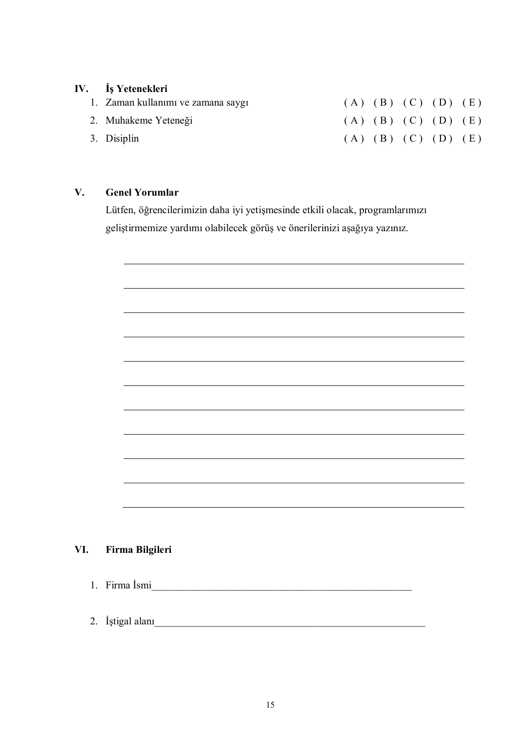## IV. İş Yetenekleri

| | |
|---|---|
| 1. Zaman kullanımı ve zamana saygı | ( A ) ( B ) ( C ) ( D ) ( E ) |
| 2. Muhakeme Yeteneği | ( A ) ( B ) ( C ) ( D ) ( E ) |
| 3. Disiplin | ( A ) ( B ) ( C ) ( D ) ( E ) |

## V. Genel Yorumlar

Lütfen, öğrencilerimizin daha iyi yetişmesinde etkili olacak, programlarımızı geliştirmememize yardımı olabilecek görüş ve önerilerinizi aşağıya yazınız.

______________________________________________________________________

______________________________________________________________________

______________________________________________________________________

______________________________________________________________________

______________________________________________________________________

______________________________________________________________________

______________________________________________________________________

______________________________________________________________________

______________________________________________________________________

______________________________________________________________________

______________________________________________________________________

## VI. Firma Bilgileri

1. Firma İsmi______________________________________________________

2. İştigal alanı______________________________________________________